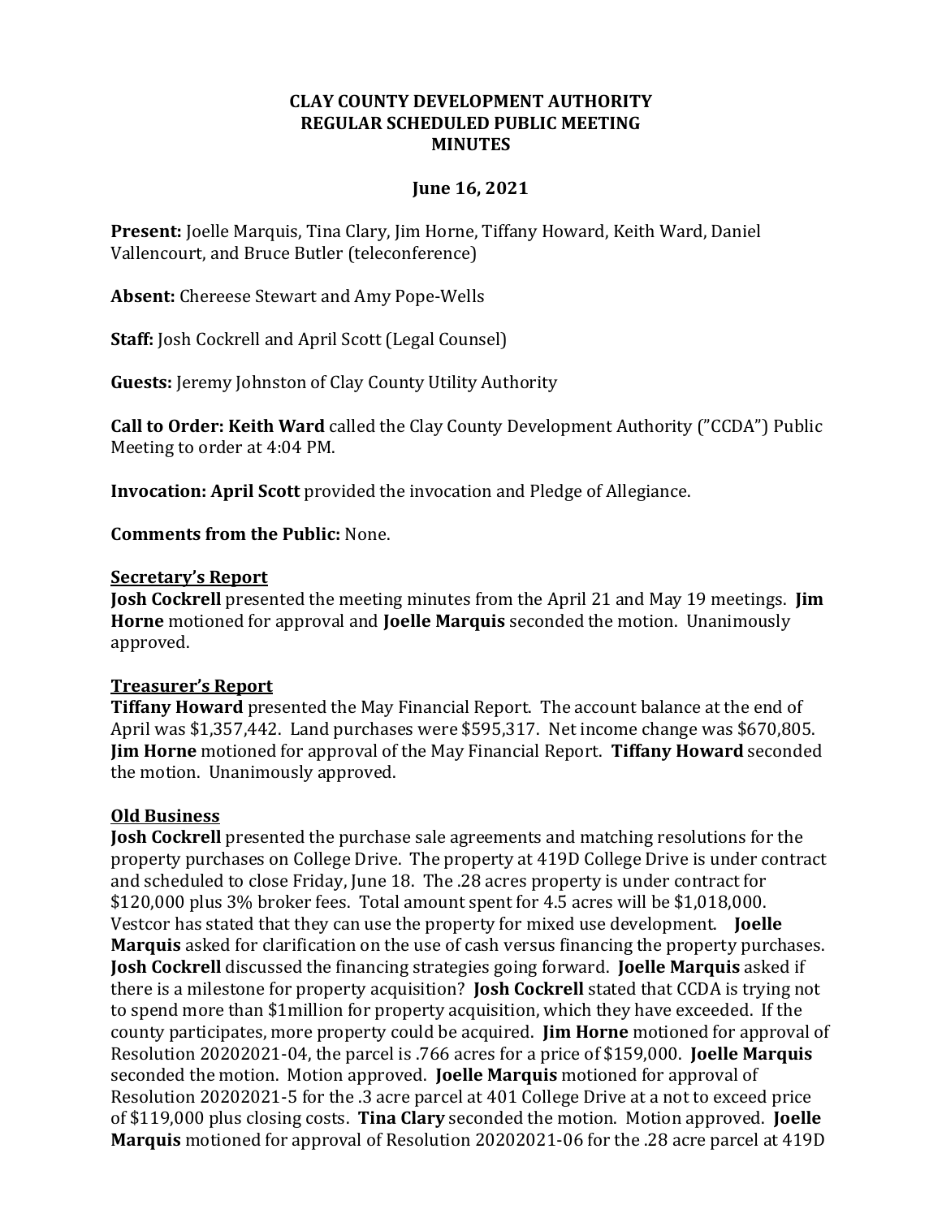**CLAY COUNTY DEVELOPMENT AUTHORITY**
**REGULAR SCHEDULED PUBLIC MEETING**
**MINUTES**

**June 16, 2021**

**Present:** Joelle Marquis, Tina Clary, Jim Horne, Tiffany Howard, Keith Ward, Daniel Vallencourt, and Bruce Butler (teleconference)

**Absent:** Chereese Stewart and Amy Pope-Wells

**Staff:** Josh Cockrell and April Scott (Legal Counsel)

**Guests:** Jeremy Johnston of Clay County Utility Authority

**Call to Order: Keith Ward** called the Clay County Development Authority ("CCDA") Public Meeting to order at 4:04 PM.

**Invocation: April Scott** provided the invocation and Pledge of Allegiance.

**Comments from the Public:** None.

**Secretary's Report**

**Josh Cockrell** presented the meeting minutes from the April 21 and May 19 meetings. **Jim Horne** motioned for approval and **Joelle Marquis** seconded the motion. Unanimously approved.

**Treasurer's Report**

**Tiffany Howard** presented the May Financial Report. The account balance at the end of April was $1,357,442. Land purchases were $595,317. Net income change was $670,805. **Jim Horne** motioned for approval of the May Financial Report. **Tiffany Howard** seconded the motion. Unanimously approved.

**Old Business**

**Josh Cockrell** presented the purchase sale agreements and matching resolutions for the property purchases on College Drive. The property at 419D College Drive is under contract and scheduled to close Friday, June 18. The .28 acres property is under contract for $120,000 plus 3% broker fees. Total amount spent for 4.5 acres will be $1,018,000. Vestcor has stated that they can use the property for mixed use development. **Joelle Marquis** asked for clarification on the use of cash versus financing the property purchases. **Josh Cockrell** discussed the financing strategies going forward. **Joelle Marquis** asked if there is a milestone for property acquisition? **Josh Cockrell** stated that CCDA is trying not to spend more than $1million for property acquisition, which they have exceeded. If the county participates, more property could be acquired. **Jim Horne** motioned for approval of Resolution 20202021-04, the parcel is .766 acres for a price of $159,000. **Joelle Marquis** seconded the motion. Motion approved. **Joelle Marquis** motioned for approval of Resolution 20202021-5 for the .3 acre parcel at 401 College Drive at a not to exceed price of $119,000 plus closing costs. **Tina Clary** seconded the motion. Motion approved. **Joelle Marquis** motioned for approval of Resolution 20202021-06 for the .28 acre parcel at 419D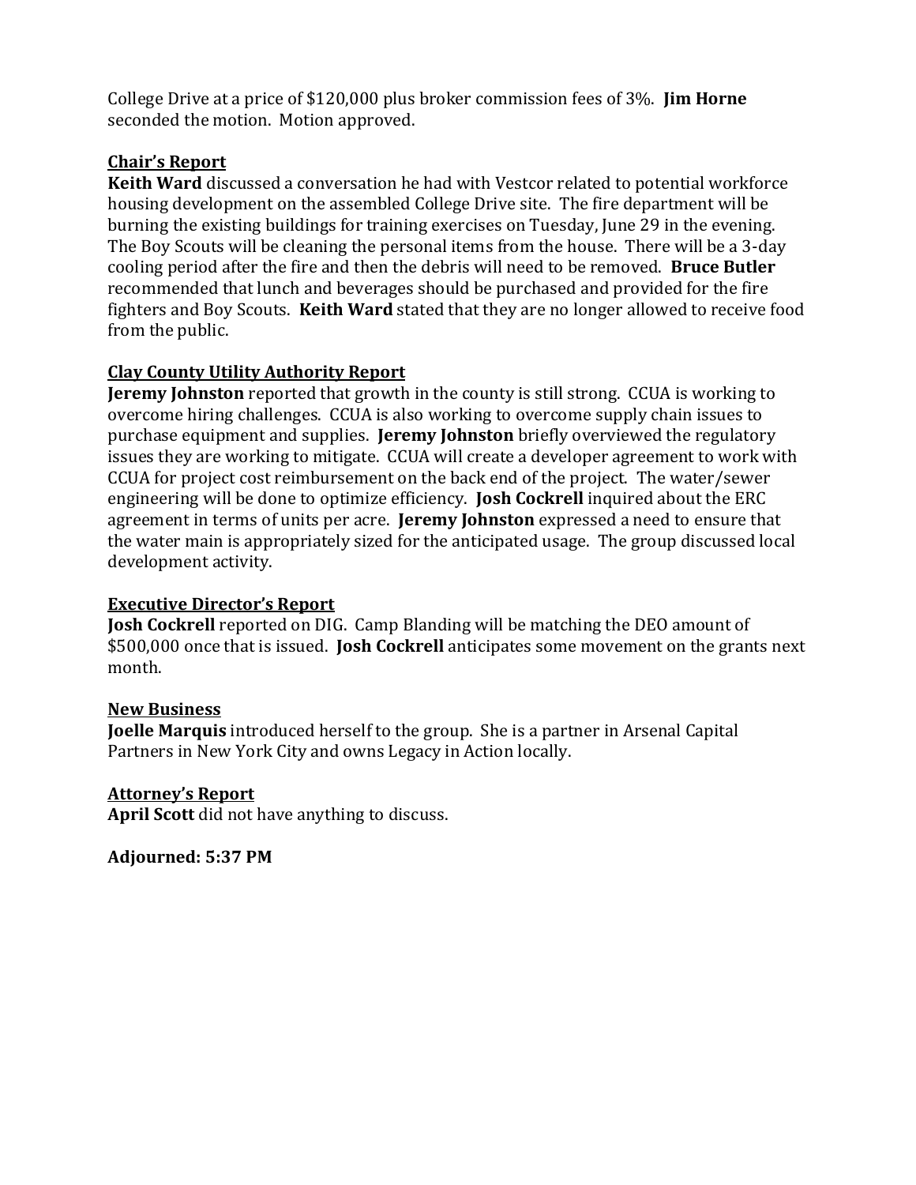College Drive at a price of $120,000 plus broker commission fees of 3%. **Jim Horne** seconded the motion. Motion approved.

**Chair's Report**

**Keith Ward** discussed a conversation he had with Vestcor related to potential workforce housing development on the assembled College Drive site. The fire department will be burning the existing buildings for training exercises on Tuesday, June 29 in the evening. The Boy Scouts will be cleaning the personal items from the house. There will be a 3-day cooling period after the fire and then the debris will need to be removed. **Bruce Butler** recommended that lunch and beverages should be purchased and provided for the fire fighters and Boy Scouts. **Keith Ward** stated that they are no longer allowed to receive food from the public.

**Clay County Utility Authority Report**

**Jeremy Johnston** reported that growth in the county is still strong. CCUA is working to overcome hiring challenges. CCUA is also working to overcome supply chain issues to purchase equipment and supplies. **Jeremy Johnston** briefly overviewed the regulatory issues they are working to mitigate. CCUA will create a developer agreement to work with CCUA for project cost reimbursement on the back end of the project. The water/sewer engineering will be done to optimize efficiency. **Josh Cockrell** inquired about the ERC agreement in terms of units per acre. **Jeremy Johnston** expressed a need to ensure that the water main is appropriately sized for the anticipated usage. The group discussed local development activity.

**Executive Director's Report**

**Josh Cockrell** reported on DIG. Camp Blanding will be matching the DEO amount of $500,000 once that is issued. **Josh Cockrell** anticipates some movement on the grants next month.

**New Business**

**Joelle Marquis** introduced herself to the group. She is a partner in Arsenal Capital Partners in New York City and owns Legacy in Action locally.

**Attorney's Report**

**April Scott** did not have anything to discuss.

**Adjourned: 5:37 PM**